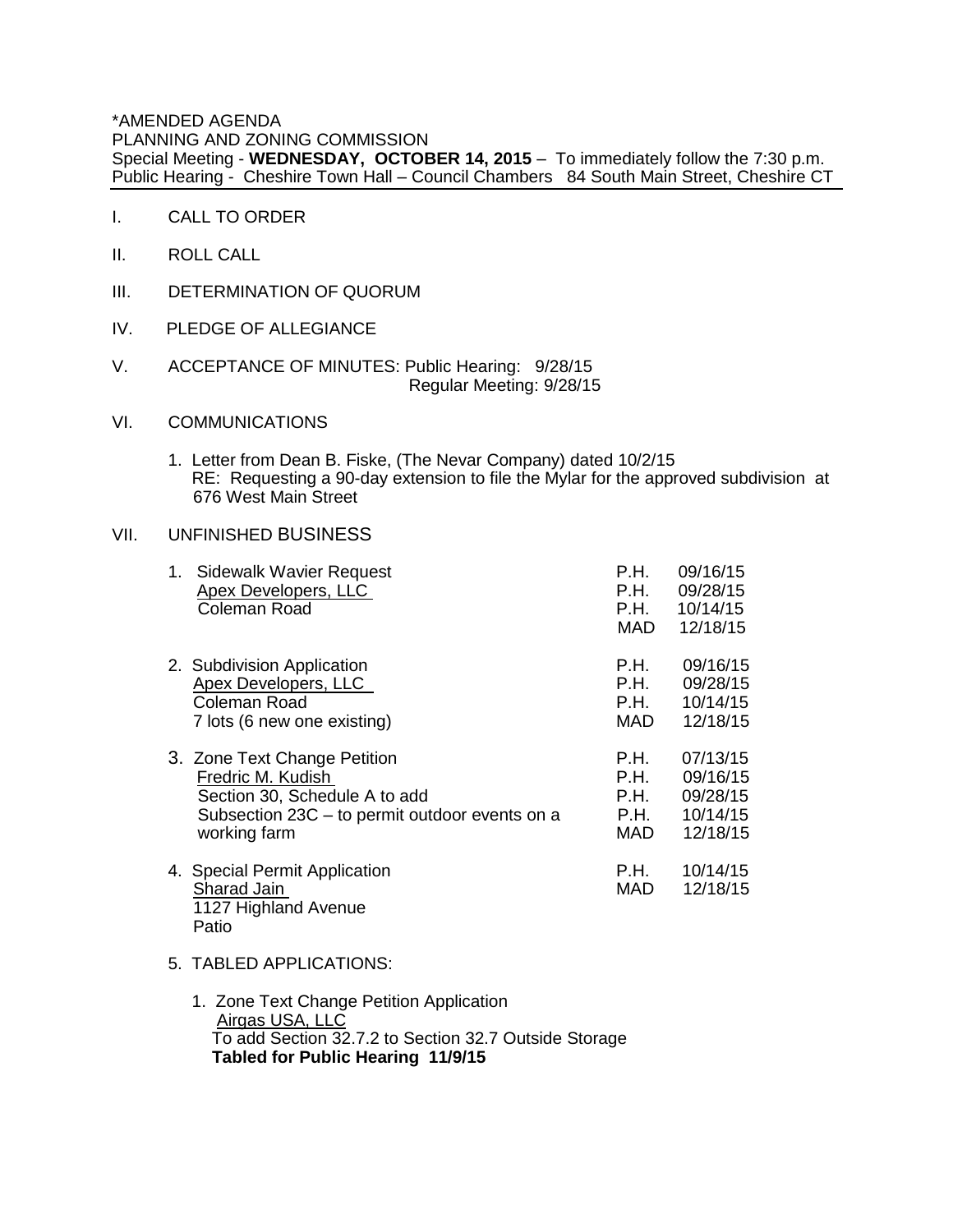\*AMENDED AGENDA
PLANNING AND ZONING COMMISSION
Special Meeting - **WEDNESDAY, OCTOBER 14, 2015** – To immediately follow the 7:30 p.m. Public Hearing - Cheshire Town Hall – Council Chambers 84 South Main Street, Cheshire CT

I. CALL TO ORDER

II. ROLL CALL

III. DETERMINATION OF QUORUM

IV. PLEDGE OF ALLEGIANCE

V. ACCEPTANCE OF MINUTES: Public Hearing: 9/28/15
Regular Meeting: 9/28/15

VI. COMMUNICATIONS

1. Letter from Dean B. Fiske, (The Nevar Company) dated 10/2/15
   RE: Requesting a 90-day extension to file the Mylar for the approved subdivision at 676 West Main Street

VII. UNFINISHED BUSINESS

| Item | | |
|---|---|---|
| 1. Sidewalk Wavier Request<br>Apex Developers, LLC<br>Coleman Road | P.H.<br>P.H.<br>P.H.<br>MAD | 09/16/15<br>09/28/15<br>10/14/15<br>12/18/15 |
| 2. Subdivision Application<br>Apex Developers, LLC<br>Coleman Road<br>7 lots (6 new one existing) | P.H.<br>P.H.<br>P.H.<br>MAD | 09/16/15<br>09/28/15<br>10/14/15<br>12/18/15 |
| 3. Zone Text Change Petition<br>Fredric M. Kudish<br>Section 30, Schedule A to add<br>Subsection 23C – to permit outdoor events on a working farm | P.H.<br>P.H.<br>P.H.<br>P.H.<br>MAD | 07/13/15<br>09/16/15<br>09/28/15<br>10/14/15<br>12/18/15 |
| 4. Special Permit Application<br>Sharad Jain<br>1127 Highland Avenue<br>Patio | P.H.<br>MAD | 10/14/15<br>12/18/15 |

5. TABLED APPLICATIONS:

   1. Zone Text Change Petition Application
      Airgas USA, LLC
      To add Section 32.7.2 to Section 32.7 Outside Storage
      **Tabled for Public Hearing 11/9/15**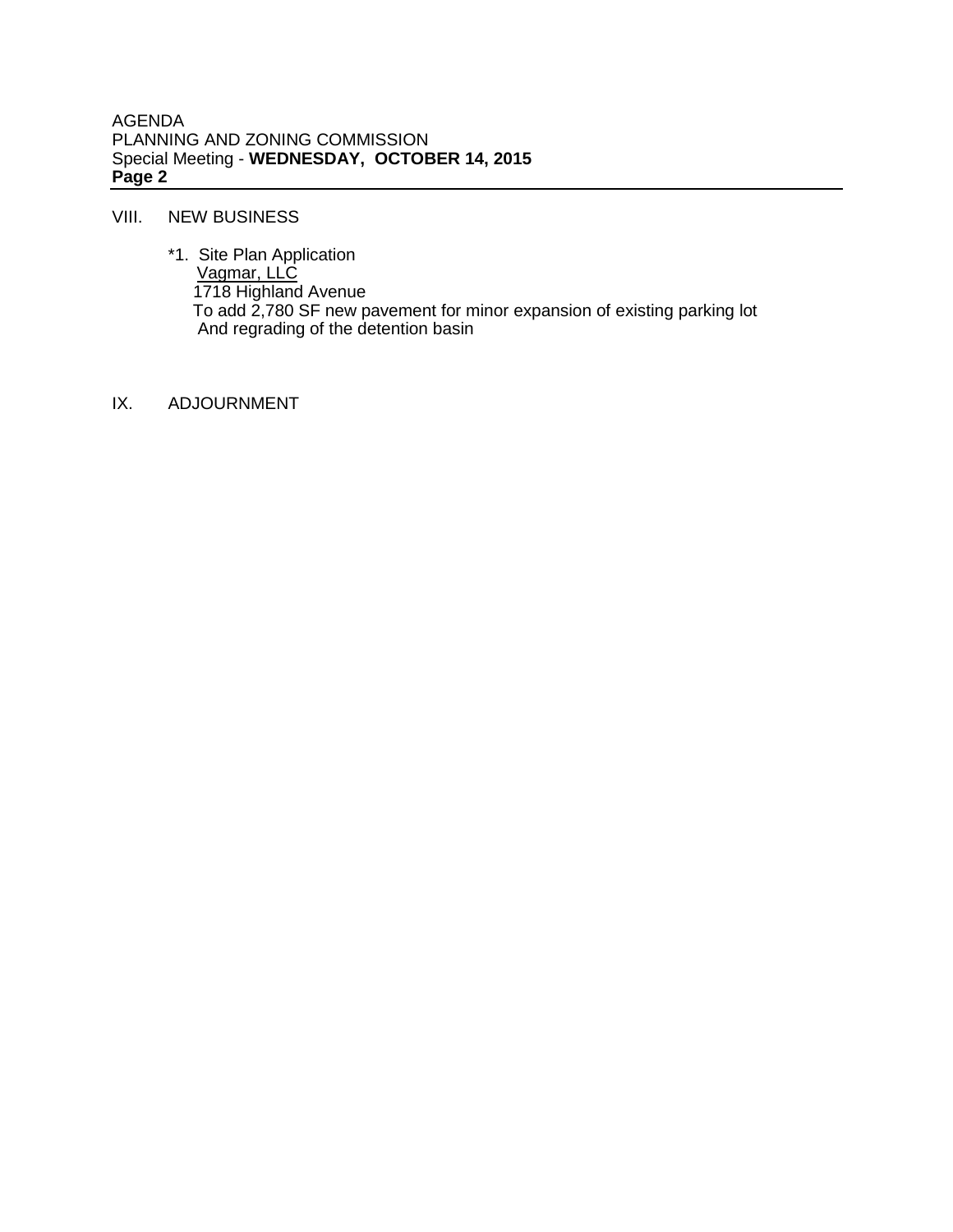## VIII. NEW BUSINESS

*1. Site Plan Application
Vagmar, LLC
1718 Highland Avenue
To add 2,780 SF new pavement for minor expansion of existing parking lot
And regrading of the detention basin

## IX. ADJOURNMENT